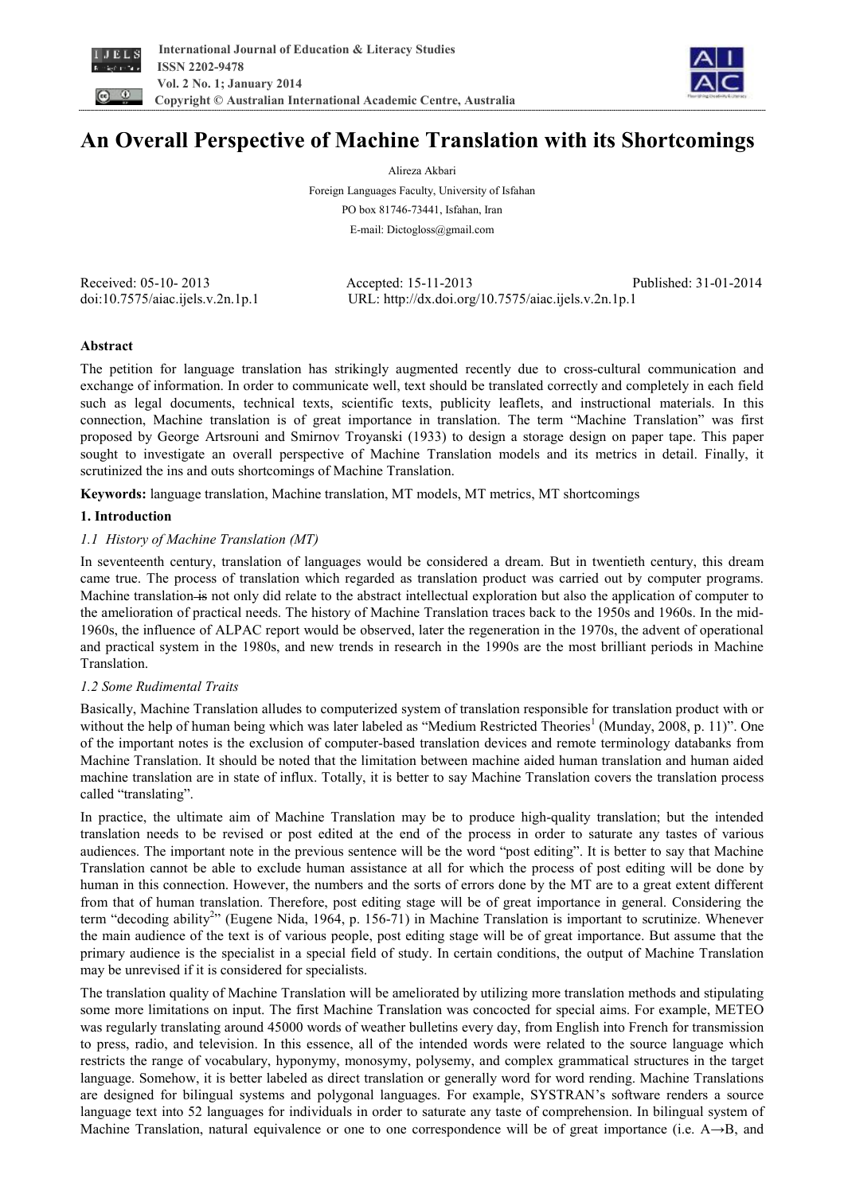# An Overall Perspective of Machine Translation with its Shortcomings

Alireza Akbari

Foreign Languages Faculty, University of Isfahan

PO box 81746-73441, Isfahan, Iran

E-mail: Dictogloss@gmail.com

Received: 05-10- 2013 Accepted: 15-11-2013 Published: 31-01-2014

doi:10.7575/aiac.ijels.v.2n.1p.1 URL: http://dx.doi.org/10.7575/aiac.ijels.v.2n.1p.1

## Abstract

The petition for language translation has strikingly augmented recently due to cross-cultural communication and exchange of information. In order to communicate well, text should be translated correctly and completely in each field such as legal documents, technical texts, scientific texts, publicity leaflets, and instructional materials. In this connection, Machine translation is of great importance in translation. The term "Machine Translation" was first proposed by George Artsrouni and Smirnov Troyanski (1933) to design a storage design on paper tape. This paper sought to investigate an overall perspective of Machine Translation models and its metrics in detail. Finally, it scrutinized the ins and outs shortcomings of Machine Translation.

**Keywords:** language translation, Machine translation, MT models, MT metrics, MT shortcomings

## 1. Introduction

### *1.1 History of Machine Translation (MT)*

In seventeenth century, translation of languages would be considered a dream. But in twentieth century, this dream came true. The process of translation which regarded as translation product was carried out by computer programs. Machine translation ~~is~~ not only did relate to the abstract intellectual exploration but also the application of computer to the amelioration of practical needs. The history of Machine Translation traces back to the 1950s and 1960s. In the mid-1960s, the influence of ALPAC report would be observed, later the regeneration in the 1970s, the advent of operational and practical system in the 1980s, and new trends in research in the 1990s are the most brilliant periods in Machine Translation.

### *1.2 Some Rudimental Traits*

Basically, Machine Translation alludes to computerized system of translation responsible for translation product with or without the help of human being which was later labeled as "Medium Restricted Theories[1] (Munday, 2008, p. 11)". One of the important notes is the exclusion of computer-based translation devices and remote terminology databanks from Machine Translation. It should be noted that the limitation between machine aided human translation and human aided machine translation are in state of influx. Totally, it is better to say Machine Translation covers the translation process called "translating".

In practice, the ultimate aim of Machine Translation may be to produce high-quality translation; but the intended translation needs to be revised or post edited at the end of the process in order to saturate any tastes of various audiences. The important note in the previous sentence will be the word "post editing". It is better to say that Machine Translation cannot be able to exclude human assistance at all for which the process of post editing will be done by human in this connection. However, the numbers and the sorts of errors done by the MT are to a great extent different from that of human translation. Therefore, post editing stage will be of great importance in general. Considering the term "decoding ability[2]" (Eugene Nida, 1964, p. 156-71) in Machine Translation is important to scrutinize. Whenever the main audience of the text is of various people, post editing stage will be of great importance. But assume that the primary audience is the specialist in a special field of study. In certain conditions, the output of Machine Translation may be unrevised if it is considered for specialists.

The translation quality of Machine Translation will be ameliorated by utilizing more translation methods and stipulating some more limitations on input. The first Machine Translation was concocted for special aims. For example, METEO was regularly translating around 45000 words of weather bulletins every day, from English into French for transmission to press, radio, and television. In this essence, all of the intended words were related to the source language which restricts the range of vocabulary, hyponymy, monosymy, polysemy, and complex grammatical structures in the target language. Somehow, it is better labeled as direct translation or generally word for word rending. Machine Translations are designed for bilingual systems and polygonal languages. For example, SYSTRAN's software renders a source language text into 52 languages for individuals in order to saturate any taste of comprehension. In bilingual system of Machine Translation, natural equivalence or one to one correspondence will be of great importance (i.e. A→B, and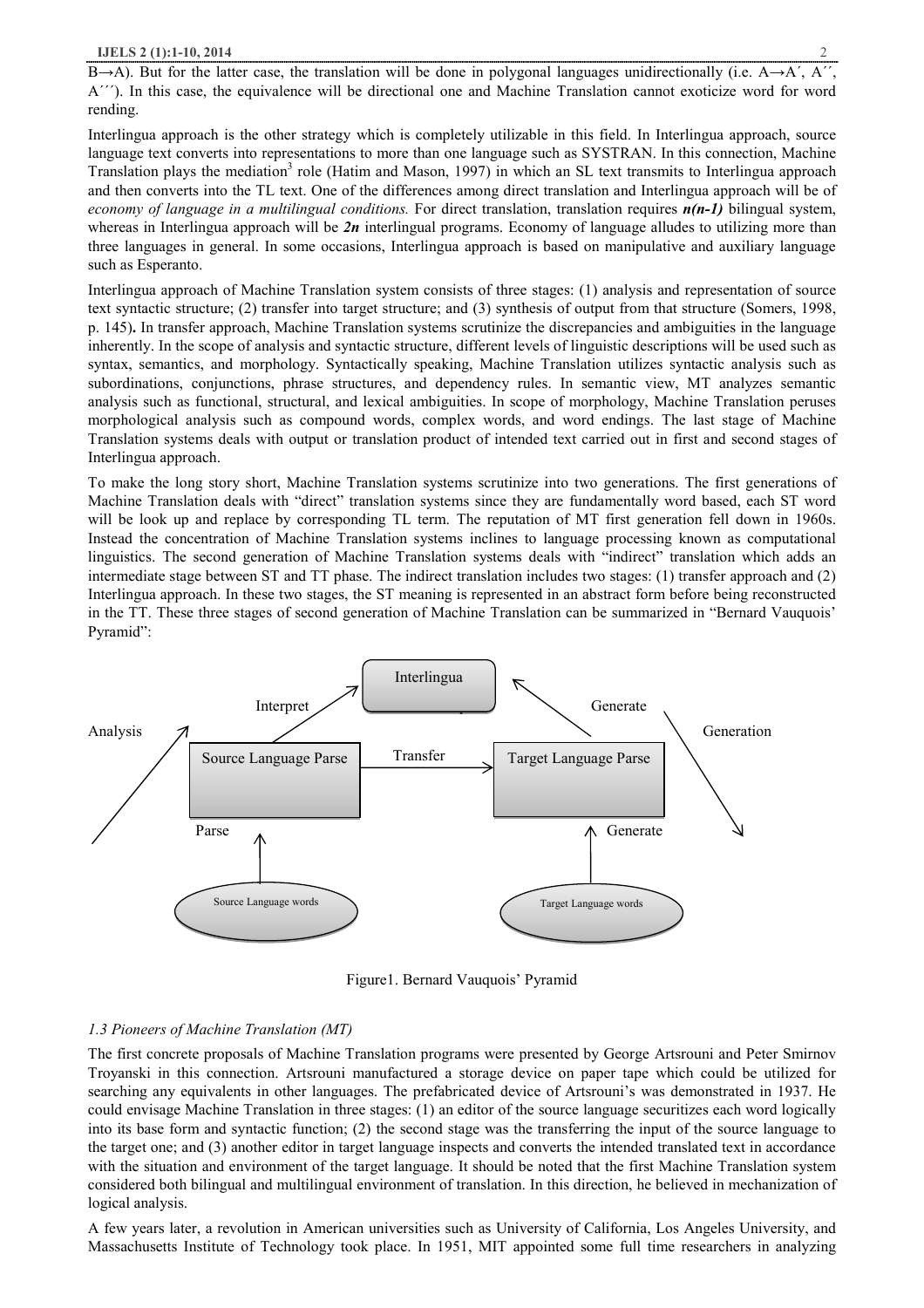B→A). But for the latter case, the translation will be done in polygonal languages unidirectionally (i.e. A→A´, A´´, A´´´). In this case, the equivalence will be directional one and Machine Translation cannot exoticize word for word rending.

Interlingua approach is the other strategy which is completely utilizable in this field. In Interlingua approach, source language text converts into representations to more than one language such as SYSTRAN. In this connection, Machine Translation plays the mediation[3] role (Hatim and Mason, 1997) in which an SL text transmits to Interlingua approach and then converts into the TL text. One of the differences among direct translation and Interlingua approach will be of *economy of language in a multilingual conditions.* For direct translation, translation requires ***n(n-1)*** bilingual system, whereas in Interlingua approach will be ***2n*** interlingual programs. Economy of language alludes to utilizing more than three languages in general. In some occasions, Interlingua approach is based on manipulative and auxiliary language such as Esperanto.

Interlingua approach of Machine Translation system consists of three stages: (1) analysis and representation of source text syntactic structure; (2) transfer into target structure; and (3) synthesis of output from that structure (Somers, 1998, p. 145)**.** In transfer approach, Machine Translation systems scrutinize the discrepancies and ambiguities in the language inherently. In the scope of analysis and syntactic structure, different levels of linguistic descriptions will be used such as syntax, semantics, and morphology. Syntactically speaking, Machine Translation utilizes syntactic analysis such as subordinations, conjunctions, phrase structures, and dependency rules. In semantic view, MT analyzes semantic analysis such as functional, structural, and lexical ambiguities. In scope of morphology, Machine Translation peruses morphological analysis such as compound words, complex words, and word endings. The last stage of Machine Translation systems deals with output or translation product of intended text carried out in first and second stages of Interlingua approach.

To make the long story short, Machine Translation systems scrutinize into two generations. The first generations of Machine Translation deals with "direct" translation systems since they are fundamentally word based, each ST word will be look up and replace by corresponding TL term. The reputation of MT first generation fell down in 1960s. Instead the concentration of Machine Translation systems inclines to language processing known as computational linguistics. The second generation of Machine Translation systems deals with "indirect" translation which adds an intermediate stage between ST and TT phase. The indirect translation includes two stages: (1) transfer approach and (2) Interlingua approach. In these two stages, the ST meaning is represented in an abstract form before being reconstructed in the TT. These three stages of second generation of Machine Translation can be summarized in "Bernard Vauquois' Pyramid":

Interlingua

Interpret — Generate

Analysis — Generation

Source Language Parse — Transfer → Target Language Parse

Parse — Generate

Source Language words — Target Language words

Figure1. Bernard Vauquois' Pyramid

### *1.3 Pioneers of Machine Translation (MT)*

The first concrete proposals of Machine Translation programs were presented by George Artsrouni and Peter Smirnov Troyanski in this connection. Artsrouni manufactured a storage device on paper tape which could be utilized for searching any equivalents in other languages. The prefabricated device of Artsrouni's was demonstrated in 1937. He could envisage Machine Translation in three stages: (1) an editor of the source language securitizes each word logically into its base form and syntactic function; (2) the second stage was the transferring the input of the source language to the target one; and (3) another editor in target language inspects and converts the intended translated text in accordance with the situation and environment of the target language. It should be noted that the first Machine Translation system considered both bilingual and multilingual environment of translation. In this direction, he believed in mechanization of logical analysis.

A few years later, a revolution in American universities such as University of California, Los Angeles University, and Massachusetts Institute of Technology took place. In 1951, MIT appointed some full time researchers in analyzing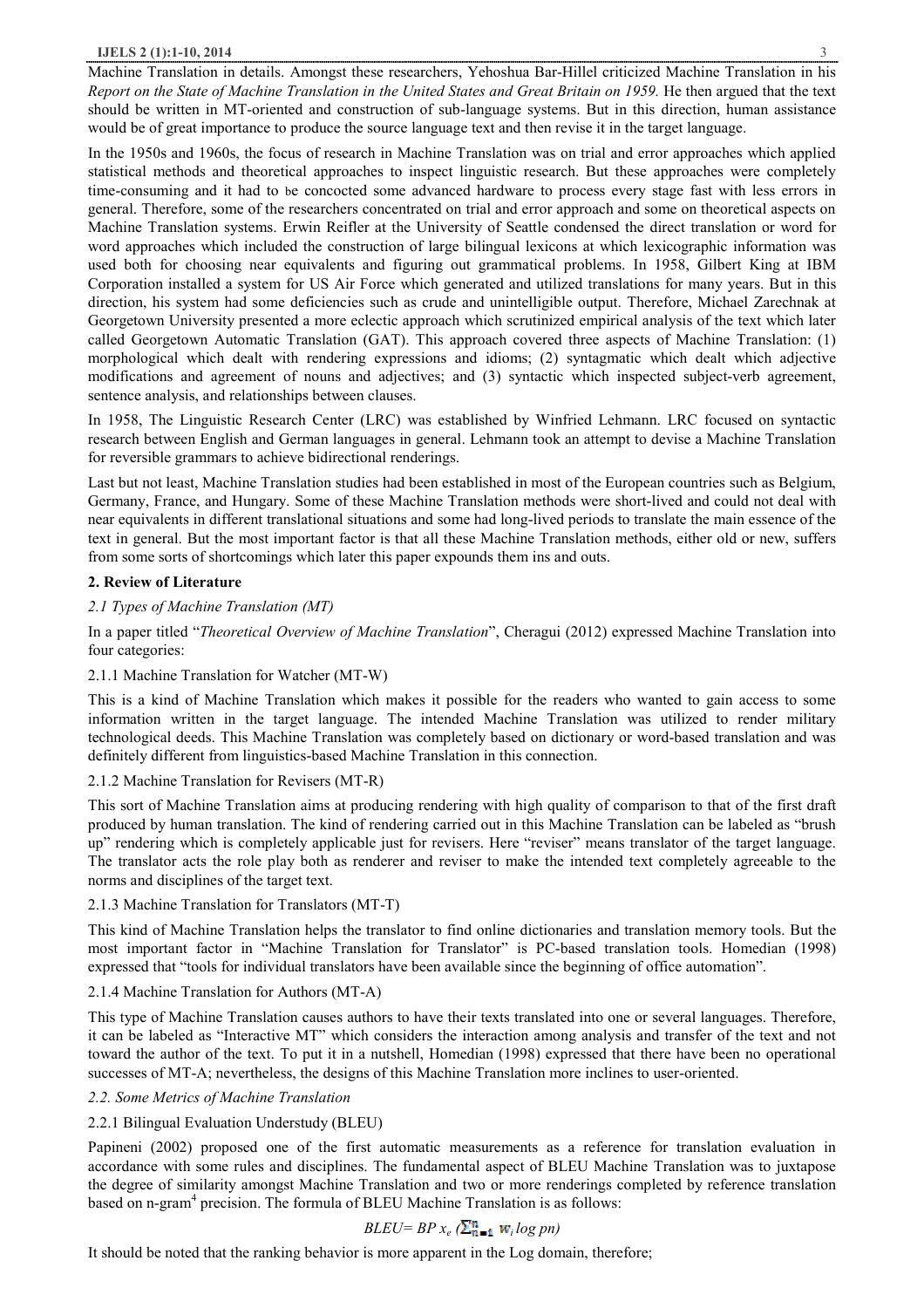Machine Translation in details. Amongst these researchers, Yehoshua Bar-Hillel criticized Machine Translation in his *Report on the State of Machine Translation in the United States and Great Britain on 1959.* He then argued that the text should be written in MT-oriented and construction of sub-language systems. But in this direction, human assistance would be of great importance to produce the source language text and then revise it in the target language.

In the 1950s and 1960s, the focus of research in Machine Translation was on trial and error approaches which applied statistical methods and theoretical approaches to inspect linguistic research. But these approaches were completely time-consuming and it had to be concocted some advanced hardware to process every stage fast with less errors in general. Therefore, some of the researchers concentrated on trial and error approach and some on theoretical aspects on Machine Translation systems. Erwin Reifler at the University of Seattle condensed the direct translation or word for word approaches which included the construction of large bilingual lexicons at which lexicographic information was used both for choosing near equivalents and figuring out grammatical problems. In 1958, Gilbert King at IBM Corporation installed a system for US Air Force which generated and utilized translations for many years. But in this direction, his system had some deficiencies such as crude and unintelligible output. Therefore, Michael Zarechnak at Georgetown University presented a more eclectic approach which scrutinized empirical analysis of the text which later called Georgetown Automatic Translation (GAT). This approach covered three aspects of Machine Translation: (1) morphological which dealt with rendering expressions and idioms; (2) syntagmatic which dealt which adjective modifications and agreement of nouns and adjectives; and (3) syntactic which inspected subject-verb agreement, sentence analysis, and relationships between clauses.

In 1958, The Linguistic Research Center (LRC) was established by Winfried Lehmann. LRC focused on syntactic research between English and German languages in general. Lehmann took an attempt to devise a Machine Translation for reversible grammars to achieve bidirectional renderings.

Last but not least, Machine Translation studies had been established in most of the European countries such as Belgium, Germany, France, and Hungary. Some of these Machine Translation methods were short-lived and could not deal with near equivalents in different translational situations and some had long-lived periods to translate the main essence of the text in general. But the most important factor is that all these Machine Translation methods, either old or new, suffers from some sorts of shortcomings which later this paper expounds them ins and outs.

## 2. Review of Literature

### *2.1 Types of Machine Translation (MT)*

In a paper titled "*Theoretical Overview of Machine Translation*", Cheragui (2012) expressed Machine Translation into four categories:

#### 2.1.1 Machine Translation for Watcher (MT-W)

This is a kind of Machine Translation which makes it possible for the readers who wanted to gain access to some information written in the target language. The intended Machine Translation was utilized to render military technological deeds. This Machine Translation was completely based on dictionary or word-based translation and was definitely different from linguistics-based Machine Translation in this connection.

#### 2.1.2 Machine Translation for Revisers (MT-R)

This sort of Machine Translation aims at producing rendering with high quality of comparison to that of the first draft produced by human translation. The kind of rendering carried out in this Machine Translation can be labeled as "brush up" rendering which is completely applicable just for revisers. Here "reviser" means translator of the target language. The translator acts the role play both as renderer and reviser to make the intended text completely agreeable to the norms and disciplines of the target text.

#### 2.1.3 Machine Translation for Translators (MT-T)

This kind of Machine Translation helps the translator to find online dictionaries and translation memory tools. But the most important factor in "Machine Translation for Translator" is PC-based translation tools. Homedian (1998) expressed that "tools for individual translators have been available since the beginning of office automation".

#### 2.1.4 Machine Translation for Authors (MT-A)

This type of Machine Translation causes authors to have their texts translated into one or several languages. Therefore, it can be labeled as "Interactive MT" which considers the interaction among analysis and transfer of the text and not toward the author of the text. To put it in a nutshell, Homedian (1998) expressed that there have been no operational successes of MT-A; nevertheless, the designs of this Machine Translation more inclines to user-oriented.

### *2.2. Some Metrics of Machine Translation*

#### 2.2.1 Bilingual Evaluation Understudy (BLEU)

Papineni (2002) proposed one of the first automatic measurements as a reference for translation evaluation in accordance with some rules and disciplines. The fundamental aspect of BLEU Machine Translation was to juxtapose the degree of similarity amongst Machine Translation and two or more renderings completed by reference translation based on n-gram[4] precision. The formula of BLEU Machine Translation is as follows:

$$BLEU = BP\, x_e \left(\sum_{n=1}^{N} w_i \log p_n\right)$$

It should be noted that the ranking behavior is more apparent in the Log domain, therefore;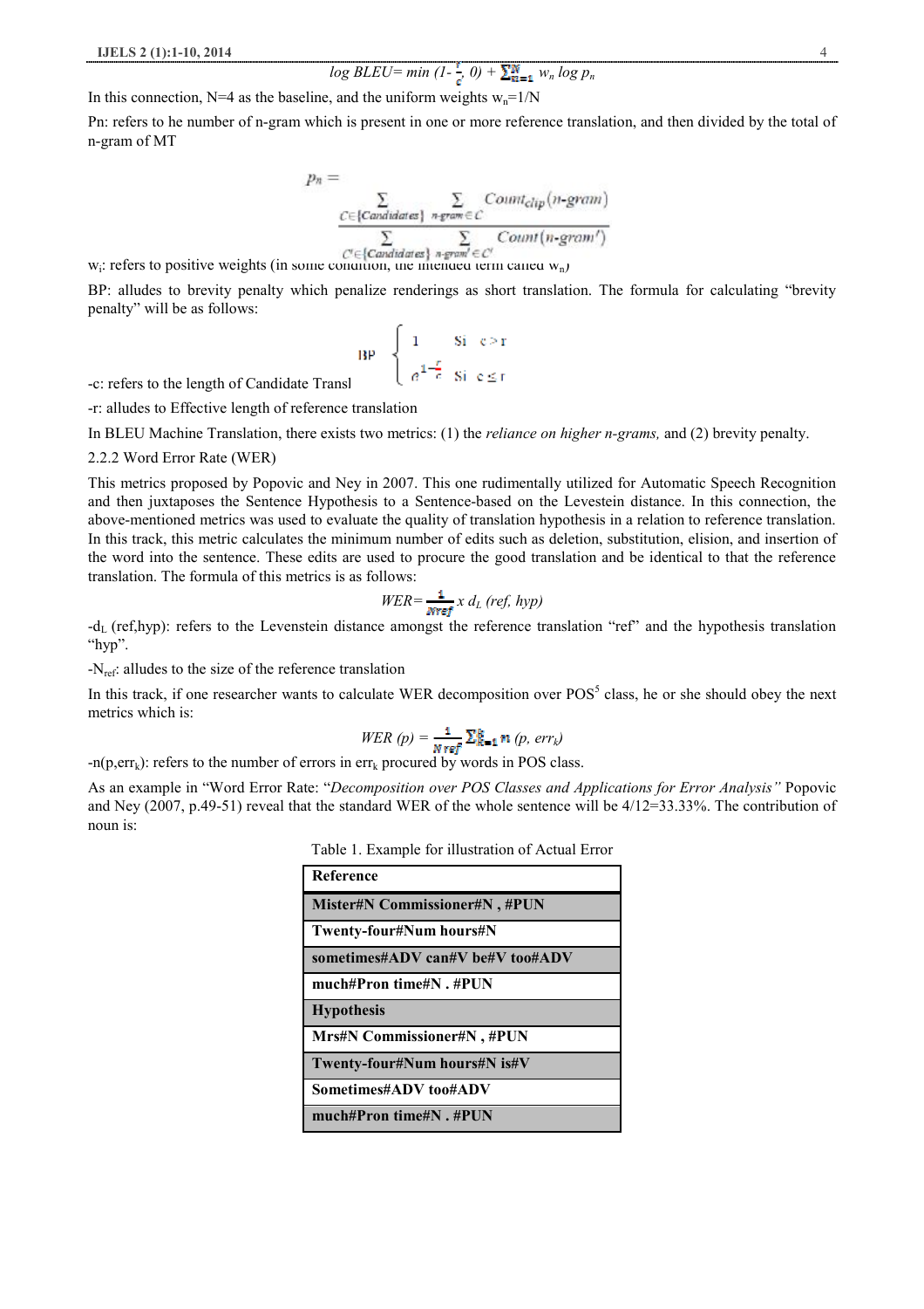$$log\ BLEU = min\ (1 - \frac{r}{c},\ 0) + \sum_{n=1}^{N} w_n\ log\ p_n$$

In this connection, N=4 as the baseline, and the uniform weights $w_n$=1/N

Pn: refers to he number of n-gram which is present in one or more reference translation, and then divided by the total of n-gram of MT

$$p_n = \frac{\sum_{C \in \{Candidates\}} \sum_{n\text{-}gram \in C} Count_{clip}(n\text{-}gram)}{\sum_{C' \in \{Candidates\}} \sum_{n\text{-}gram' \in C'} Count(n\text{-}gram')}$$

$w_i$: refers to positive weights (in some condition, the intended term called $w_n$)

BP: alludes to brevity penalty which penalize renderings as short translation. The formula for calculating "brevity penalty" will be as follows:

$$BP \begin{cases} 1 & Si \quad c > r \\ e^{1-\frac{r}{c}} & Si \quad c \leq r \end{cases}$$

-c: refers to the length of Candidate Transl

-r: alludes to Effective length of reference translation

In BLEU Machine Translation, there exists two metrics: (1) the *reliance on higher n-grams,* and (2) brevity penalty.

2.2.2 Word Error Rate (WER)

This metrics proposed by Popovic and Ney in 2007. This one rudimentally utilized for Automatic Speech Recognition and then juxtaposes the Sentence Hypothesis to a Sentence-based on the Levestein distance. In this connection, the above-mentioned metrics was used to evaluate the quality of translation hypothesis in a relation to reference translation. In this track, this metric calculates the minimum number of edits such as deletion, substitution, elision, and insertion of the word into the sentence. These edits are used to procure the good translation and be identical to that the reference translation. The formula of this metrics is as follows:

$$WER = \frac{1}{N_{ref}}\ x\ d_L\ (ref,\ hyp)$$

-$d_L$ (ref,hyp): refers to the Levenstein distance amongst the reference translation "ref" and the hypothesis translation "hyp".

-$N_{ref}$: alludes to the size of the reference translation

In this track, if one researcher wants to calculate WER decomposition over POS[5] class, he or she should obey the next metrics which is:

$$WER\ (p) = \frac{1}{N_{ref}} \sum_{k=1}^{K} n\ (p,\ err_k)$$

-n(p,$err_k$): refers to the number of errors in $err_k$ procured by words in POS class.

As an example in "Word Error Rate: "*Decomposition over POS Classes and Applications for Error Analysis"* Popovic and Ney (2007, p.49-51) reveal that the standard WER of the whole sentence will be 4/12=33.33%. The contribution of noun is:

Table 1. Example for illustration of Actual Error

| **Reference** |
|---|
| **Mister#N Commissioner#N , #PUN** |
| **Twenty-four#Num hours#N** |
| **sometimes#ADV can#V be#V too#ADV** |
| **much#Pron time#N . #PUN** |
| **Hypothesis** |
| **Mrs#N Commissioner#N , #PUN** |
| **Twenty-four#Num hours#N is#V** |
| **Sometimes#ADV too#ADV** |
| **much#Pron time#N . #PUN** |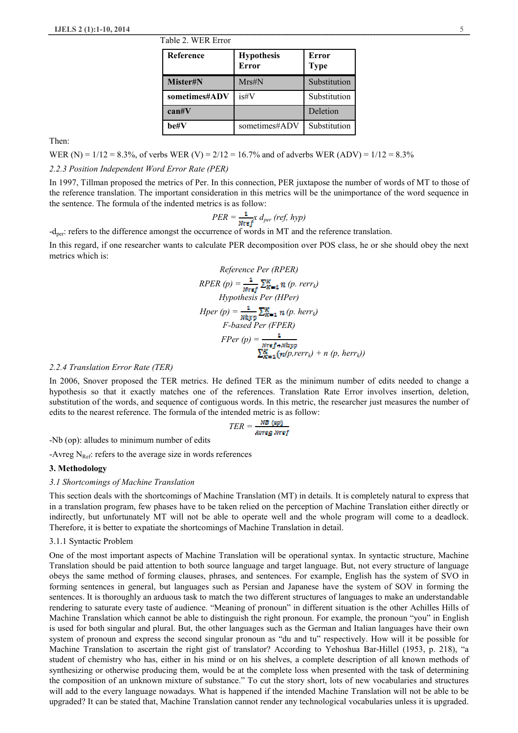Table 2. WER Error

| Reference | Hypothesis Error | Error Type |
|---|---|---|
| **Mister#N** | Mrs#N | Substitution |
| **sometimes#ADV** | is#V | Substitution |
| **can#V** | | Deletion |
| **be#V** | sometimes#ADV | Substitution |

Then:

WER (N) = 1/12 = 8.3%, of verbs WER (V) = 2/12 = 16.7% and of adverbs WER (ADV) = 1/12 = 8.3%

*2.2.3 Position Independent Word Error Rate (PER)*

In 1997, Tillman proposed the metrics of Per. In this connection, PER juxtapose the number of words of MT to those of the reference translation. The important consideration in this metrics will be the unimportance of the word sequence in the sentence. The formula of the indented metrics is as follow:

$$PER = \frac{1}{Nref} x\ d_{per}\ (ref, hyp)$$

-$d_{per}$: refers to the difference amongst the occurrence of words in MT and the reference translation.

In this regard, if one researcher wants to calculate PER decomposition over POS class, he or she should obey the next metrics which is:

*Reference Per (RPER)*

$$RPER\ (p) = \frac{1}{Nref} \sum_{K=1}^{K} n\ (p.\ rerr_k)$$

*Hypothesis Per (HPer)*

$$Hper\ (p) = \frac{1}{Nhyp} \sum_{K=1}^{K} n\ (p.\ herr_k)$$

*F-based Per (FPER)*

$$FPer\ (p) = \frac{1}{Nref + Nhyp} \sum_{K=1}^{K} (n(p, rerr_k) + n\ (p, herr_k))$$

*2.2.4 Translation Error Rate (TER)*

In 2006, Snover proposed the TER metrics. He defined TER as the minimum number of edits needed to change a hypothesis so that it exactly matches one of the references. Translation Rate Error involves insertion, deletion, substitution of the words, and sequence of contiguous words. In this metric, the researcher just measures the number of edits to the nearest reference. The formula of the intended metric is as follow:

$$TER = \frac{NB\ (op)}{Avreg\ Nref}$$

-Nb (op): alludes to minimum number of edits

-Avreg $N_{Ref}$: refers to the average size in words references

## 3. Methodology

### *3.1 Shortcomings of Machine Translation*

This section deals with the shortcomings of Machine Translation (MT) in details. It is completely natural to express that in a translation program, few phases have to be taken relied on the perception of Machine Translation either directly or indirectly, but unfortunately MT will not be able to operate well and the whole program will come to a deadlock. Therefore, it is better to expatiate the shortcomings of Machine Translation in detail.

#### 3.1.1 Syntactic Problem

One of the most important aspects of Machine Translation will be operational syntax. In syntactic structure, Machine Translation should be paid attention to both source language and target language. But, not every structure of language obeys the same method of forming clauses, phrases, and sentences. For example, English has the system of SVO in forming sentences in general, but languages such as Persian and Japanese have the system of SOV in forming the sentences. It is thoroughly an arduous task to match the two different structures of languages to make an understandable rendering to saturate every taste of audience. "Meaning of pronoun" in different situation is the other Achilles Hills of Machine Translation which cannot be able to distinguish the right pronoun. For example, the pronoun "you" in English is used for both singular and plural. But, the other languages such as the German and Italian languages have their own system of pronoun and express the second singular pronoun as "du and tu" respectively. How will it be possible for Machine Translation to ascertain the right gist of translator? According to Yehoshua Bar-Hillel (1953, p. 218), "a student of chemistry who has, either in his mind or on his shelves, a complete description of all known methods of synthesizing or otherwise producing them, would be at the complete loss when presented with the task of determining the composition of an unknown mixture of substance." To cut the story short, lots of new vocabularies and structures will add to the every language nowadays. What is happened if the intended Machine Translation will not be able to be upgraded? It can be stated that, Machine Translation cannot render any technological vocabularies unless it is upgraded.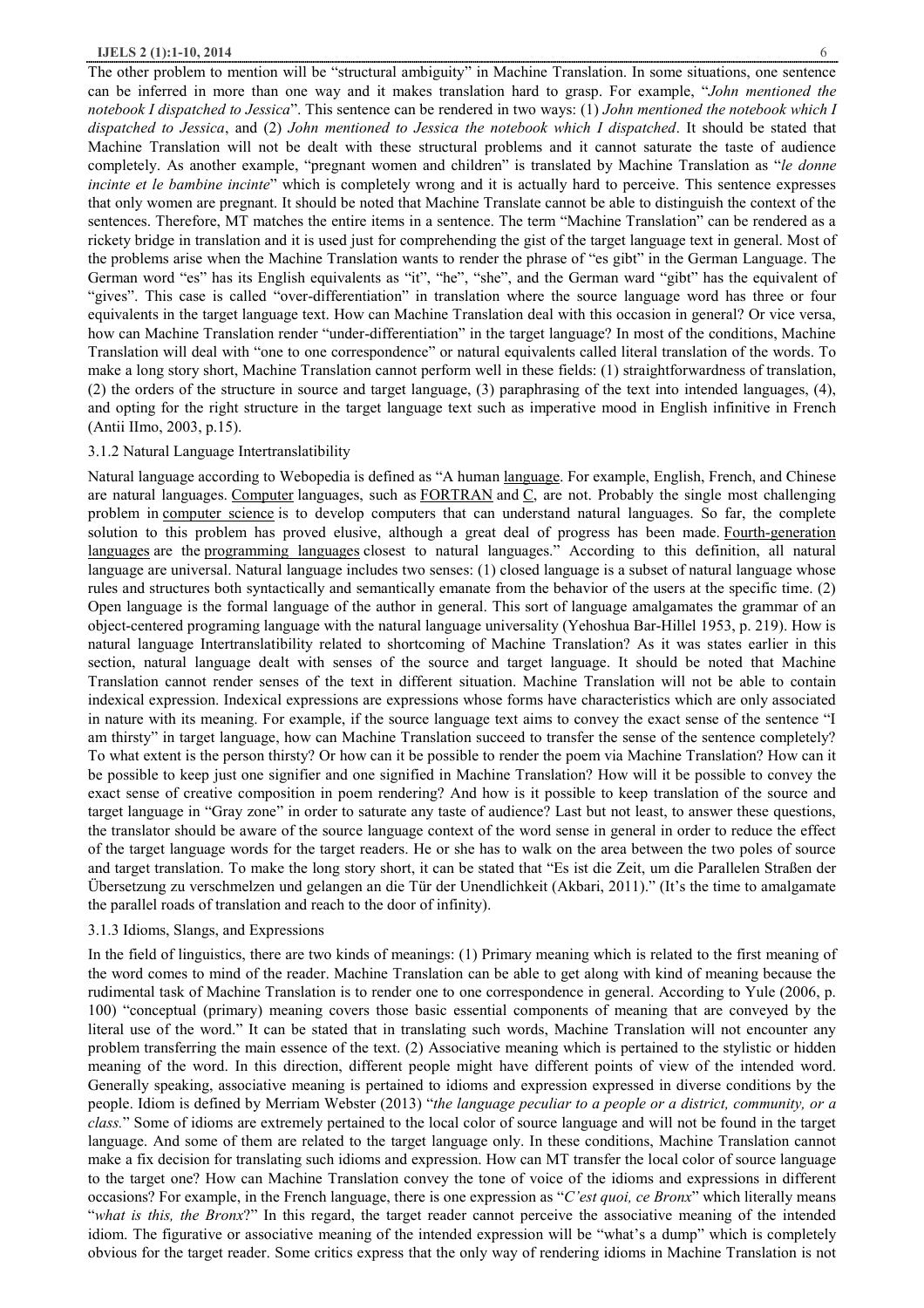The other problem to mention will be "structural ambiguity" in Machine Translation. In some situations, one sentence can be inferred in more than one way and it makes translation hard to grasp. For example, "*John mentioned the notebook I dispatched to Jessica*". This sentence can be rendered in two ways: (1) *John mentioned the notebook which I dispatched to Jessica*, and (2) *John mentioned to Jessica the notebook which I dispatched*. It should be stated that Machine Translation will not be dealt with these structural problems and it cannot saturate the taste of audience completely. As another example, "pregnant women and children" is translated by Machine Translation as "*le donne incinte et le bambine incinte*" which is completely wrong and it is actually hard to perceive. This sentence expresses that only women are pregnant. It should be noted that Machine Translate cannot be able to distinguish the context of the sentences. Therefore, MT matches the entire items in a sentence. The term "Machine Translation" can be rendered as a rickety bridge in translation and it is used just for comprehending the gist of the target language text in general. Most of the problems arise when the Machine Translation wants to render the phrase of "es gibt" in the German Language. The German word "es" has its English equivalents as "it", "he", "she", and the German ward "gibt" has the equivalent of "gives". This case is called "over-differentiation" in translation where the source language word has three or four equivalents in the target language text. How can Machine Translation deal with this occasion in general? Or vice versa, how can Machine Translation render "under-differentiation" in the target language? In most of the conditions, Machine Translation will deal with "one to one correspondence" or natural equivalents called literal translation of the words. To make a long story short, Machine Translation cannot perform well in these fields: (1) straightforwardness of translation, (2) the orders of the structure in source and target language, (3) paraphrasing of the text into intended languages, (4), and opting for the right structure in the target language text such as imperative mood in English infinitive in French (Antii IImo, 2003, p.15).

### 3.1.2 Natural Language Intertranslatibility

Natural language according to Webopedia is defined as "A human language. For example, English, French, and Chinese are natural languages. Computer languages, such as FORTRAN and C, are not. Probably the single most challenging problem in computer science is to develop computers that can understand natural languages. So far, the complete solution to this problem has proved elusive, although a great deal of progress has been made. Fourth-generation languages are the programming languages closest to natural languages." According to this definition, all natural language are universal. Natural language includes two senses: (1) closed language is a subset of natural language whose rules and structures both syntactically and semantically emanate from the behavior of the users at the specific time. (2) Open language is the formal language of the author in general. This sort of language amalgamates the grammar of an object-centered programing language with the natural language universality (Yehoshua Bar-Hillel 1953, p. 219). How is natural language Intertranslatibility related to shortcoming of Machine Translation? As it was states earlier in this section, natural language dealt with senses of the source and target language. It should be noted that Machine Translation cannot render senses of the text in different situation. Machine Translation will not be able to contain indexical expression. Indexical expressions are expressions whose forms have characteristics which are only associated in nature with its meaning. For example, if the source language text aims to convey the exact sense of the sentence "I am thirsty" in target language, how can Machine Translation succeed to transfer the sense of the sentence completely? To what extent is the person thirsty? Or how can it be possible to render the poem via Machine Translation? How can it be possible to keep just one signifier and one signified in Machine Translation? How will it be possible to convey the exact sense of creative composition in poem rendering? And how is it possible to keep translation of the source and target language in "Gray zone" in order to saturate any taste of audience? Last but not least, to answer these questions, the translator should be aware of the source language context of the word sense in general in order to reduce the effect of the target language words for the target readers. He or she has to walk on the area between the two poles of source and target translation. To make the long story short, it can be stated that "Es ist die Zeit, um die Parallelen Straßen der Übersetzung zu verschmelzen und gelangen an die Tür der Unendlichkeit (Akbari, 2011)." (It's the time to amalgamate the parallel roads of translation and reach to the door of infinity).

### 3.1.3 Idioms, Slangs, and Expressions

In the field of linguistics, there are two kinds of meanings: (1) Primary meaning which is related to the first meaning of the word comes to mind of the reader. Machine Translation can be able to get along with kind of meaning because the rudimental task of Machine Translation is to render one to one correspondence in general. According to Yule (2006, p. 100) "conceptual (primary) meaning covers those basic essential components of meaning that are conveyed by the literal use of the word." It can be stated that in translating such words, Machine Translation will not encounter any problem transferring the main essence of the text. (2) Associative meaning which is pertained to the stylistic or hidden meaning of the word. In this direction, different people might have different points of view of the intended word. Generally speaking, associative meaning is pertained to idioms and expression expressed in diverse conditions by the people. Idiom is defined by Merriam Webster (2013) "*the language peculiar to a people or a district, community, or a class.*" Some of idioms are extremely pertained to the local color of source language and will not be found in the target language. And some of them are related to the target language only. In these conditions, Machine Translation cannot make a fix decision for translating such idioms and expression. How can MT transfer the local color of source language to the target one? How can Machine Translation convey the tone of voice of the idioms and expressions in different occasions? For example, in the French language, there is one expression as "*C'est quoi, ce Bronx*" which literally means "*what is this, the Bronx*?" In this regard, the target reader cannot perceive the associative meaning of the intended idiom. The figurative or associative meaning of the intended expression will be "what's a dump" which is completely obvious for the target reader. Some critics express that the only way of rendering idioms in Machine Translation is not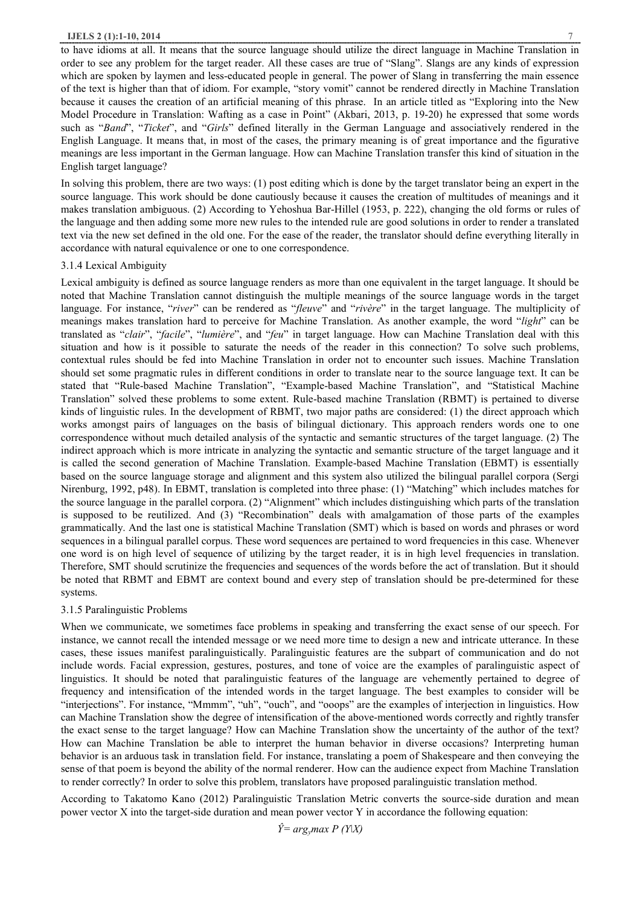to have idioms at all. It means that the source language should utilize the direct language in Machine Translation in order to see any problem for the target reader. All these cases are true of "Slang". Slangs are any kinds of expression which are spoken by laymen and less-educated people in general. The power of Slang in transferring the main essence of the text is higher than that of idiom. For example, "story vomit" cannot be rendered directly in Machine Translation because it causes the creation of an artificial meaning of this phrase. In an article titled as "Exploring into the New Model Procedure in Translation: Wafting as a case in Point" (Akbari, 2013, p. 19-20) he expressed that some words such as "*Band*", "*Ticket*", and "*Girls*" defined literally in the German Language and associatively rendered in the English Language. It means that, in most of the cases, the primary meaning is of great importance and the figurative meanings are less important in the German language. How can Machine Translation transfer this kind of situation in the English target language?

In solving this problem, there are two ways: (1) post editing which is done by the target translator being an expert in the source language. This work should be done cautiously because it causes the creation of multitudes of meanings and it makes translation ambiguous. (2) According to Yehoshua Bar-Hillel (1953, p. 222), changing the old forms or rules of the language and then adding some more new rules to the intended rule are good solutions in order to render a translated text via the new set defined in the old one. For the ease of the reader, the translator should define everything literally in accordance with natural equivalence or one to one correspondence.

### 3.1.4 Lexical Ambiguity

Lexical ambiguity is defined as source language renders as more than one equivalent in the target language. It should be noted that Machine Translation cannot distinguish the multiple meanings of the source language words in the target language. For instance, "*river*" can be rendered as "*fleuve*" and "*rivère*" in the target language. The multiplicity of meanings makes translation hard to perceive for Machine Translation. As another example, the word "*light*" can be translated as "*clair*", "*facile*", "*lumière*", and "*feu*" in target language. How can Machine Translation deal with this situation and how is it possible to saturate the needs of the reader in this connection? To solve such problems, contextual rules should be fed into Machine Translation in order not to encounter such issues. Machine Translation should set some pragmatic rules in different conditions in order to translate near to the source language text. It can be stated that "Rule-based Machine Translation", "Example-based Machine Translation", and "Statistical Machine Translation" solved these problems to some extent. Rule-based machine Translation (RBMT) is pertained to diverse kinds of linguistic rules. In the development of RBMT, two major paths are considered: (1) the direct approach which works amongst pairs of languages on the basis of bilingual dictionary. This approach renders words one to one correspondence without much detailed analysis of the syntactic and semantic structures of the target language. (2) The indirect approach which is more intricate in analyzing the syntactic and semantic structure of the target language and it is called the second generation of Machine Translation. Example-based Machine Translation (EBMT) is essentially based on the source language storage and alignment and this system also utilized the bilingual parallel corpora (Sergi Nirenburg, 1992, p48). In EBMT, translation is completed into three phase: (1) "Matching" which includes matches for the source language in the parallel corpora. (2) "Alignment" which includes distinguishing which parts of the translation is supposed to be reutilized. And (3) "Recombination" deals with amalgamation of those parts of the examples grammatically. And the last one is statistical Machine Translation (SMT) which is based on words and phrases or word sequences in a bilingual parallel corpus. These word sequences are pertained to word frequencies in this case. Whenever one word is on high level of sequence of utilizing by the target reader, it is in high level frequencies in translation. Therefore, SMT should scrutinize the frequencies and sequences of the words before the act of translation. But it should be noted that RBMT and EBMT are context bound and every step of translation should be pre-determined for these systems.

### 3.1.5 Paralinguistic Problems

When we communicate, we sometimes face problems in speaking and transferring the exact sense of our speech. For instance, we cannot recall the intended message or we need more time to design a new and intricate utterance. In these cases, these issues manifest paralinguistically. Paralinguistic features are the subpart of communication and do not include words. Facial expression, gestures, postures, and tone of voice are the examples of paralinguistic aspect of linguistics. It should be noted that paralinguistic features of the language are vehemently pertained to degree of frequency and intensification of the intended words in the target language. The best examples to consider will be "interjections". For instance, "Mmmm", "uh", "ouch", and "ooops" are the examples of interjection in linguistics. How can Machine Translation show the degree of intensification of the above-mentioned words correctly and rightly transfer the exact sense to the target language? How can Machine Translation show the uncertainty of the author of the text? How can Machine Translation be able to interpret the human behavior in diverse occasions? Interpreting human behavior is an arduous task in translation field. For instance, translating a poem of Shakespeare and then conveying the sense of that poem is beyond the ability of the normal renderer. How can the audience expect from Machine Translation to render correctly? In order to solve this problem, translators have proposed paralinguistic translation method.

According to Takatomo Kano (2012) Paralinguistic Translation Metric converts the source-side duration and mean power vector X into the target-side duration and mean power vector Y in accordance the following equation:

$$\hat{Y} = arg_y max\ P\ (Y|X)$$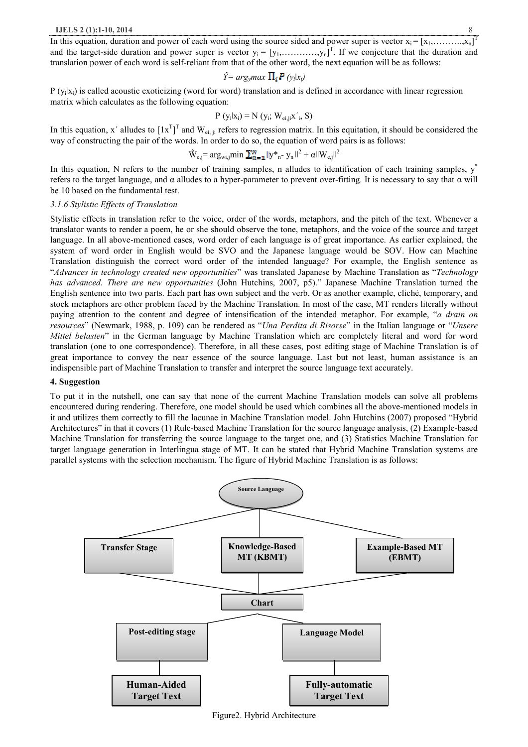In this equation, duration and power of each word using the source sided and power super is vector $x_i = [x_1,\ldots\ldots\ldots,x_n]^T$ and the target-side duration and power super is vector $y_i = [y_1,\ldots\ldots\ldots\ldots,y_n]^T$. If we conjecture that the duration and translation power of each word is self-reliant from that of the other word, the next equation will be as follows:

$$\hat{Y} = arg_y max \prod_i P\,(y_i|x_i)$$

P $(y_i|x_i)$ is called acoustic exoticizing (word for word) translation and is defined in accordance with linear regression matrix which calculates as the following equation:

$$P\,(y_i|x_i) = N\,(y_i;\, W_{ei,ji}x'_i,\, S)$$

In this equation, x´ alludes to $[1x^T]^T$ and $W_{ei,\,ji}$ refers to regression matrix. In this equitation, it should be considered the way of constructing the pair of the words. In order to do so, the equation of word pairs is as follows:

$$\hat{W}_{e,j} = arg_{wi,j}min \sum_{n=1}^{N} ||y^*_n - y_n||^2 + \alpha||W_{e,j}||^2$$

In this equation, N refers to the number of training samples, n alludes to identification of each training samples, $y^*$ refers to the target language, and α alludes to a hyper-parameter to prevent over-fitting. It is necessary to say that α will be 10 based on the fundamental test.

*3.1.6 Stylistic Effects of Translation*

Stylistic effects in translation refer to the voice, order of the words, metaphors, and the pitch of the text. Whenever a translator wants to render a poem, he or she should observe the tone, metaphors, and the voice of the source and target language. In all above-mentioned cases, word order of each language is of great importance. As earlier explained, the system of word order in English would be SVO and the Japanese language would be SOV. How can Machine Translation distinguish the correct word order of the intended language? For example, the English sentence as "*Advances in technology created new opportunities*" was translated Japanese by Machine Translation as "*Technology has advanced. There are new opportunities* (John Hutchins, 2007, p5)." Japanese Machine Translation turned the English sentence into two parts. Each part has own subject and the verb. Or as another example, cliché, temporary, and stock metaphors are other problem faced by the Machine Translation. In most of the case, MT renders literally without paying attention to the content and degree of intensification of the intended metaphor. For example, "*a drain on resources*" (Newmark, 1988, p. 109) can be rendered as "*Una Perdita di Risorse*" in the Italian language or "*Unsere Mittel belasten*" in the German language by Machine Translation which are completely literal and word for word translation (one to one correspondence). Therefore, in all these cases, post editing stage of Machine Translation is of great importance to convey the near essence of the source language. Last but not least, human assistance is an indispensible part of Machine Translation to transfer and interpret the source language text accurately.

**4. Suggestion**

To put it in the nutshell, one can say that none of the current Machine Translation models can solve all problems encountered during rendering. Therefore, one model should be used which combines all the above-mentioned models in it and utilizes them correctly to fill the lacunae in Machine Translation model. John Hutchins (2007) proposed "Hybrid Architectures" in that it covers (1) Rule-based Machine Translation for the source language analysis, (2) Example-based Machine Translation for transferring the source language to the target one, and (3) Statistics Machine Translation for target language generation in Interlingua stage of MT. It can be stated that Hybrid Machine Translation systems are parallel systems with the selection mechanism. The figure of Hybrid Machine Translation is as follows:

Source Language

Transfer Stage | Knowledge-Based MT (KBMT) | Example-Based MT (EBMT)

Chart

Post-editing stage | Language Model

Human-Aided Target Text | Fully-automatic Target Text

Figure2. Hybrid Architecture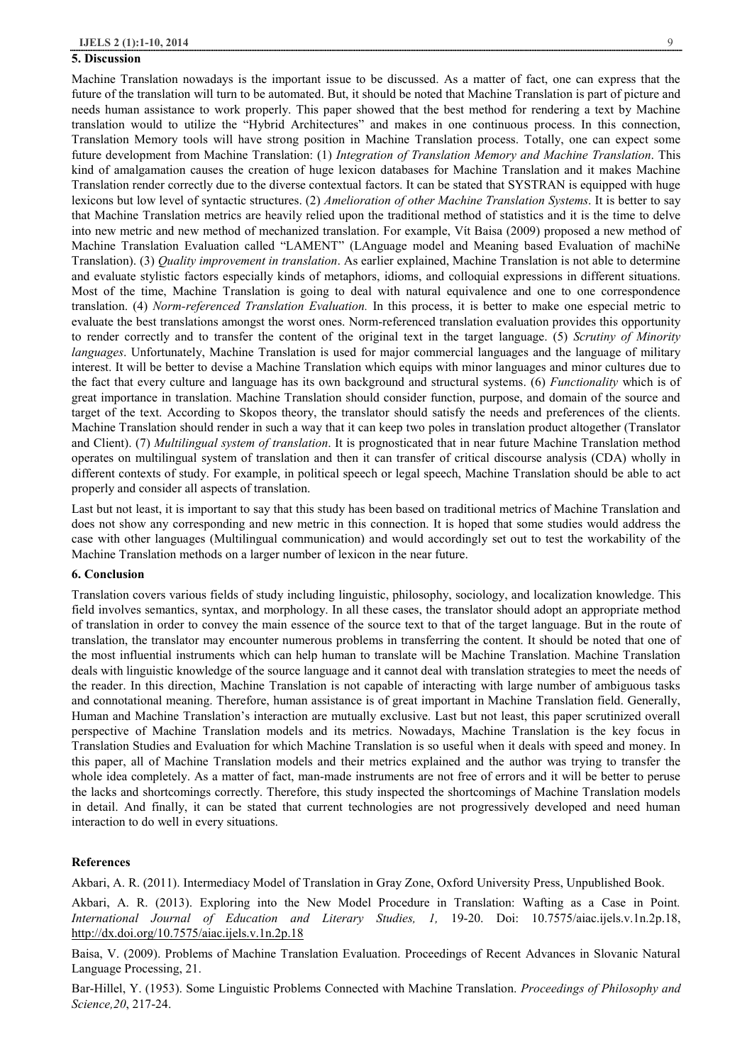## 5. Discussion

Machine Translation nowadays is the important issue to be discussed. As a matter of fact, one can express that the future of the translation will turn to be automated. But, it should be noted that Machine Translation is part of picture and needs human assistance to work properly. This paper showed that the best method for rendering a text by Machine translation would to utilize the "Hybrid Architectures" and makes in one continuous process. In this connection, Translation Memory tools will have strong position in Machine Translation process. Totally, one can expect some future development from Machine Translation: (1) *Integration of Translation Memory and Machine Translation*. This kind of amalgamation causes the creation of huge lexicon databases for Machine Translation and it makes Machine Translation render correctly due to the diverse contextual factors. It can be stated that SYSTRAN is equipped with huge lexicons but low level of syntactic structures. (2) *Amelioration of other Machine Translation Systems*. It is better to say that Machine Translation metrics are heavily relied upon the traditional method of statistics and it is the time to delve into new metric and new method of mechanized translation. For example, Vít Baisa (2009) proposed a new method of Machine Translation Evaluation called "LAMENT" (LAnguage model and Meaning based Evaluation of machiNe Translation). (3) *Quality improvement in translation*. As earlier explained, Machine Translation is not able to determine and evaluate stylistic factors especially kinds of metaphors, idioms, and colloquial expressions in different situations. Most of the time, Machine Translation is going to deal with natural equivalence and one to one correspondence translation. (4) *Norm-referenced Translation Evaluation.* In this process, it is better to make one especial metric to evaluate the best translations amongst the worst ones. Norm-referenced translation evaluation provides this opportunity to render correctly and to transfer the content of the original text in the target language. (5) *Scrutiny of Minority languages*. Unfortunately, Machine Translation is used for major commercial languages and the language of military interest. It will be better to devise a Machine Translation which equips with minor languages and minor cultures due to the fact that every culture and language has its own background and structural systems. (6) *Functionality* which is of great importance in translation. Machine Translation should consider function, purpose, and domain of the source and target of the text. According to Skopos theory, the translator should satisfy the needs and preferences of the clients. Machine Translation should render in such a way that it can keep two poles in translation product altogether (Translator and Client). (7) *Multilingual system of translation*. It is prognosticated that in near future Machine Translation method operates on multilingual system of translation and then it can transfer of critical discourse analysis (CDA) wholly in different contexts of study. For example, in political speech or legal speech, Machine Translation should be able to act properly and consider all aspects of translation.

Last but not least, it is important to say that this study has been based on traditional metrics of Machine Translation and does not show any corresponding and new metric in this connection. It is hoped that some studies would address the case with other languages (Multilingual communication) and would accordingly set out to test the workability of the Machine Translation methods on a larger number of lexicon in the near future.

## 6. Conclusion

Translation covers various fields of study including linguistic, philosophy, sociology, and localization knowledge. This field involves semantics, syntax, and morphology. In all these cases, the translator should adopt an appropriate method of translation in order to convey the main essence of the source text to that of the target language. But in the route of translation, the translator may encounter numerous problems in transferring the content. It should be noted that one of the most influential instruments which can help human to translate will be Machine Translation. Machine Translation deals with linguistic knowledge of the source language and it cannot deal with translation strategies to meet the needs of the reader. In this direction, Machine Translation is not capable of interacting with large number of ambiguous tasks and connotational meaning. Therefore, human assistance is of great important in Machine Translation field. Generally, Human and Machine Translation's interaction are mutually exclusive. Last but not least, this paper scrutinized overall perspective of Machine Translation models and its metrics. Nowadays, Machine Translation is the key focus in Translation Studies and Evaluation for which Machine Translation is so useful when it deals with speed and money. In this paper, all of Machine Translation models and their metrics explained and the author was trying to transfer the whole idea completely. As a matter of fact, man-made instruments are not free of errors and it will be better to peruse the lacks and shortcomings correctly. Therefore, this study inspected the shortcomings of Machine Translation models in detail. And finally, it can be stated that current technologies are not progressively developed and need human interaction to do well in every situations.

## References

Akbari, A. R. (2011). Intermediacy Model of Translation in Gray Zone, Oxford University Press, Unpublished Book.

Akbari, A. R. (2013). Exploring into the New Model Procedure in Translation: Wafting as a Case in Point. *International Journal of Education and Literary Studies, 1,* 19-20. Doi: 10.7575/aiac.ijels.v.1n.2p.18, http://dx.doi.org/10.7575/aiac.ijels.v.1n.2p.18

Baisa, V. (2009). Problems of Machine Translation Evaluation. Proceedings of Recent Advances in Slovanic Natural Language Processing, 21.

Bar-Hillel, Y. (1953). Some Linguistic Problems Connected with Machine Translation. *Proceedings of Philosophy and Science,20*, 217-24.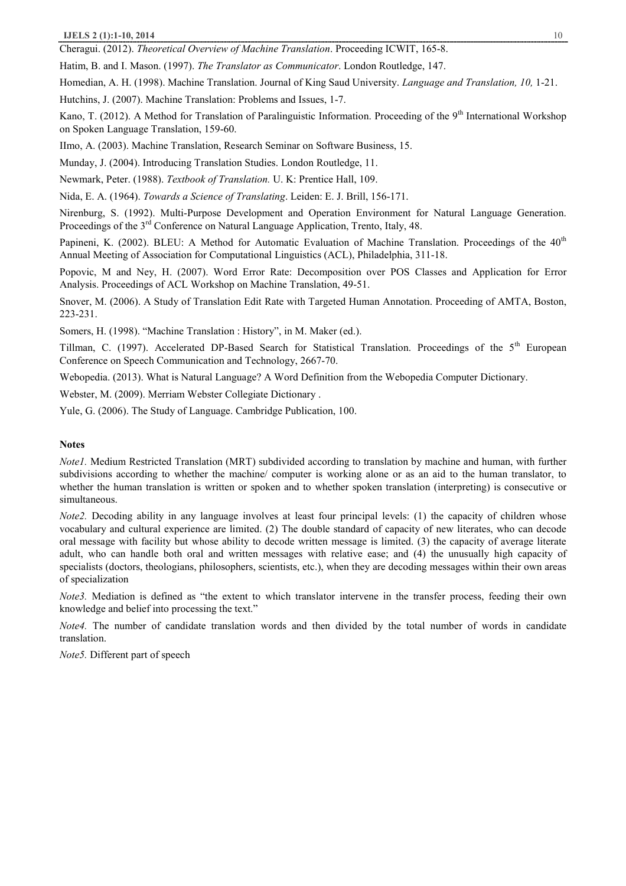Cheragui. (2012). *Theoretical Overview of Machine Translation*. Proceeding ICWIT, 165-8.

Hatim, B. and I. Mason. (1997). *The Translator as Communicator*. London Routledge, 147.

Homedian, A. H. (1998). Machine Translation. Journal of King Saud University. *Language and Translation, 10,* 1-21.

Hutchins, J. (2007). Machine Translation: Problems and Issues, 1-7.

Kano, T. (2012). A Method for Translation of Paralinguistic Information. Proceeding of the 9th International Workshop on Spoken Language Translation, 159-60.

IImo, A. (2003). Machine Translation, Research Seminar on Software Business, 15.

Munday, J. (2004). Introducing Translation Studies. London Routledge, 11.

Newmark, Peter. (1988). *Textbook of Translation.* U. K: Prentice Hall, 109.

Nida, E. A. (1964). *Towards a Science of Translating*. Leiden: E. J. Brill, 156-171.

Nirenburg, S. (1992). Multi-Purpose Development and Operation Environment for Natural Language Generation. Proceedings of the 3rd Conference on Natural Language Application, Trento, Italy, 48.

Papineni, K. (2002). BLEU: A Method for Automatic Evaluation of Machine Translation. Proceedings of the 40th Annual Meeting of Association for Computational Linguistics (ACL), Philadelphia, 311-18.

Popovic, M and Ney, H. (2007). Word Error Rate: Decomposition over POS Classes and Application for Error Analysis. Proceedings of ACL Workshop on Machine Translation, 49-51.

Snover, M. (2006). A Study of Translation Edit Rate with Targeted Human Annotation. Proceeding of AMTA, Boston, 223-231.

Somers, H. (1998). "Machine Translation : History", in M. Maker (ed.).

Tillman, C. (1997). Accelerated DP-Based Search for Statistical Translation. Proceedings of the 5th European Conference on Speech Communication and Technology, 2667-70.

Webopedia. (2013). What is Natural Language? A Word Definition from the Webopedia Computer Dictionary.

Webster, M. (2009). Merriam Webster Collegiate Dictionary .

Yule, G. (2006). The Study of Language. Cambridge Publication, 100.

**Notes**

*Note1.* Medium Restricted Translation (MRT) subdivided according to translation by machine and human, with further subdivisions according to whether the machine/ computer is working alone or as an aid to the human translator, to whether the human translation is written or spoken and to whether spoken translation (interpreting) is consecutive or simultaneous.

*Note2.* Decoding ability in any language involves at least four principal levels: (1) the capacity of children whose vocabulary and cultural experience are limited. (2) The double standard of capacity of new literates, who can decode oral message with facility but whose ability to decode written message is limited. (3) the capacity of average literate adult, who can handle both oral and written messages with relative ease; and (4) the unusually high capacity of specialists (doctors, theologians, philosophers, scientists, etc.), when they are decoding messages within their own areas of specialization

*Note3.* Mediation is defined as "the extent to which translator intervene in the transfer process, feeding their own knowledge and belief into processing the text."

*Note4.* The number of candidate translation words and then divided by the total number of words in candidate translation.

*Note5.* Different part of speech